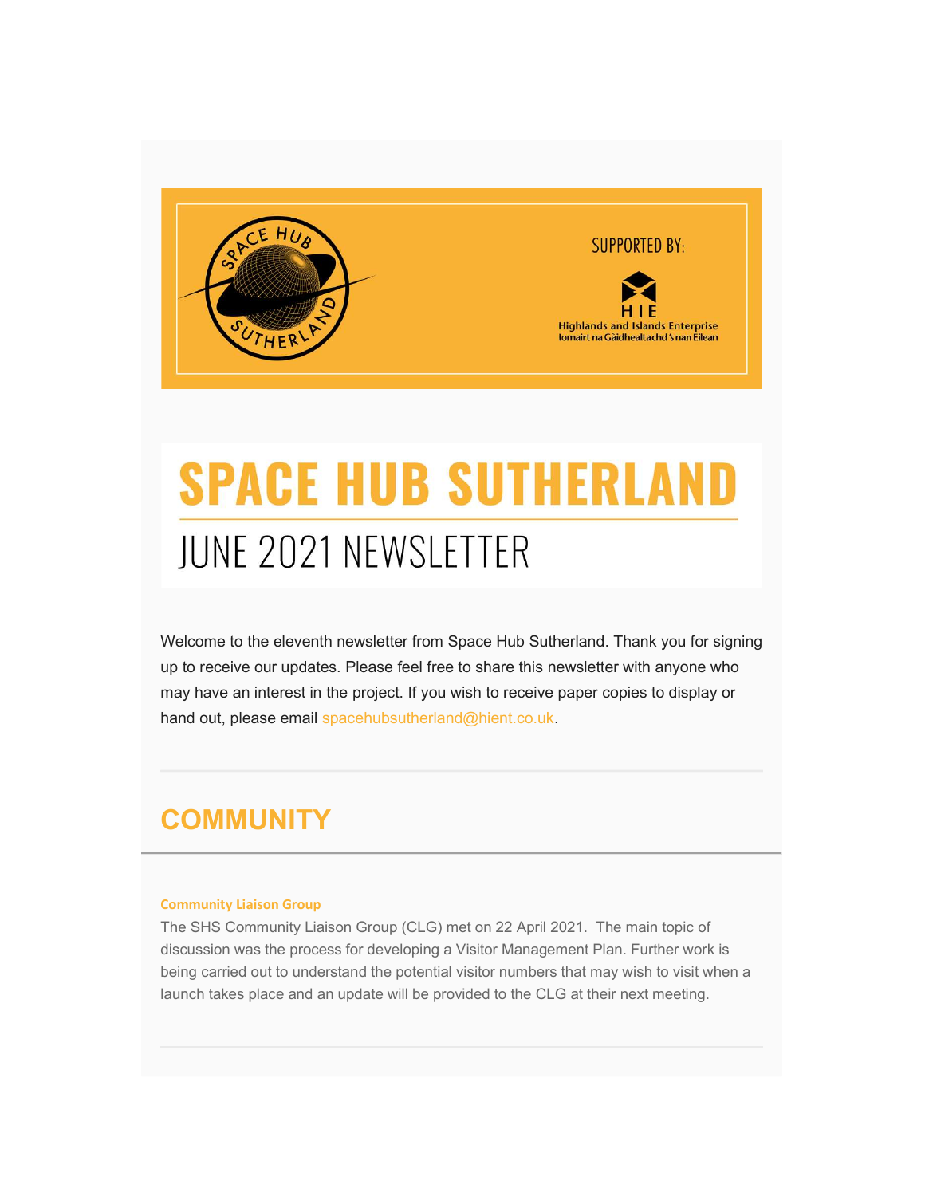SUPPORTED BY:

HIE
Highlands and Islands Enterprise
Iomairt na Gàidhealtachd 's nan Eilean

# SPACE HUB SUTHERLAND

## JUNE 2021 NEWSLETTER

Welcome to the eleventh newsletter from Space Hub Sutherland. Thank you for signing up to receive our updates. Please feel free to share this newsletter with anyone who may have an interest in the project. If you wish to receive paper copies to display or hand out, please email spacehubsutherland@hient.co.uk.

## COMMUNITY

### Community Liaison Group

The SHS Community Liaison Group (CLG) met on 22 April 2021. The main topic of discussion was the process for developing a Visitor Management Plan. Further work is being carried out to understand the potential visitor numbers that may wish to visit when a launch takes place and an update will be provided to the CLG at their next meeting.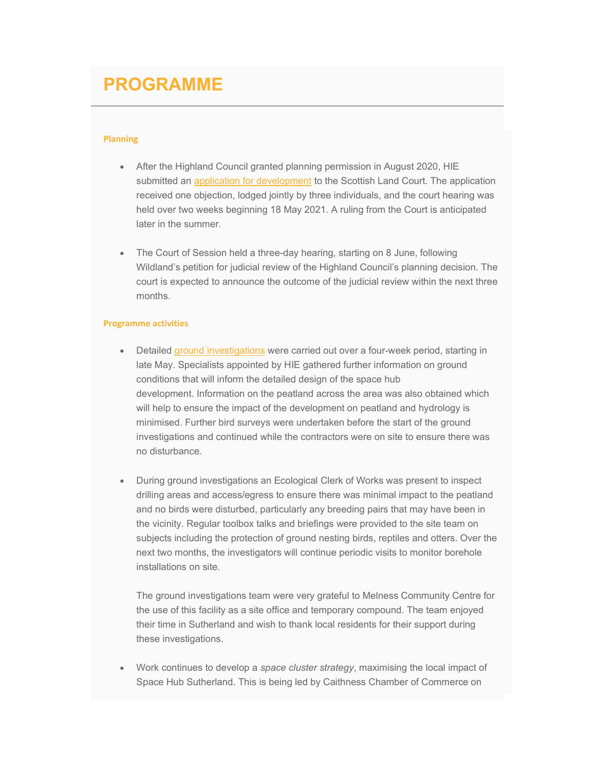# PROGRAMME

### Planning

- After the Highland Council granted planning permission in August 2020, HIE submitted an application for development to the Scottish Land Court. The application received one objection, lodged jointly by three individuals, and the court hearing was held over two weeks beginning 18 May 2021. A ruling from the Court is anticipated later in the summer.

- The Court of Session held a three-day hearing, starting on 8 June, following Wildland's petition for judicial review of the Highland Council's planning decision. The court is expected to announce the outcome of the judicial review within the next three months.

### Programme activities

- Detailed ground investigations were carried out over a four-week period, starting in late May. Specialists appointed by HIE gathered further information on ground conditions that will inform the detailed design of the space hub development. Information on the peatland across the area was also obtained which will help to ensure the impact of the development on peatland and hydrology is minimised. Further bird surveys were undertaken before the start of the ground investigations and continued while the contractors were on site to ensure there was no disturbance.

- During ground investigations an Ecological Clerk of Works was present to inspect drilling areas and access/egress to ensure there was minimal impact to the peatland and no birds were disturbed, particularly any breeding pairs that may have been in the vicinity. Regular toolbox talks and briefings were provided to the site team on subjects including the protection of ground nesting birds, reptiles and otters. Over the next two months, the investigators will continue periodic visits to monitor borehole installations on site.

  The ground investigations team were very grateful to Melness Community Centre for the use of this facility as a site office and temporary compound. The team enjoyed their time in Sutherland and wish to thank local residents for their support during these investigations.

- Work continues to develop a *space cluster strategy*, maximising the local impact of Space Hub Sutherland. This is being led by Caithness Chamber of Commerce on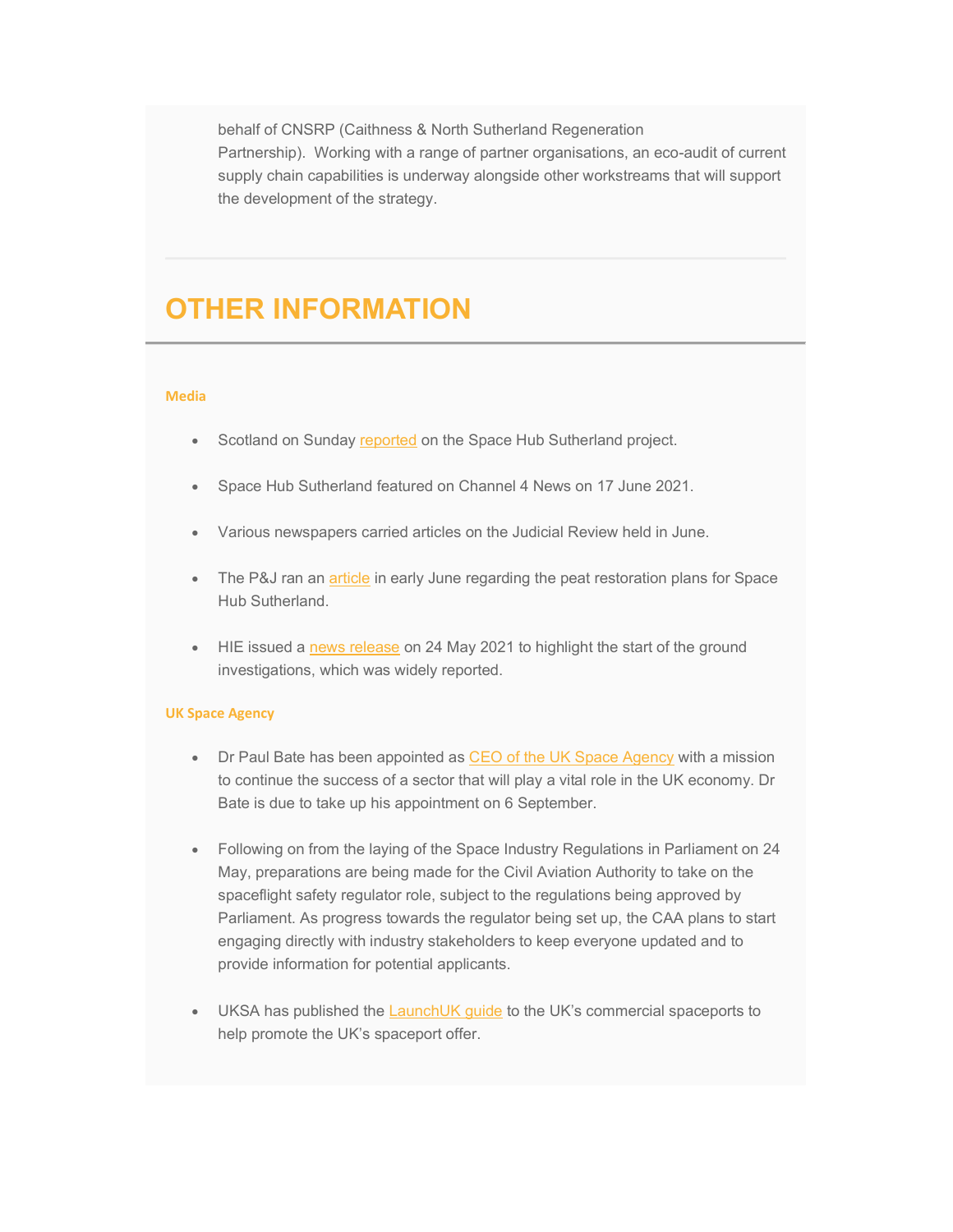behalf of CNSRP (Caithness & North Sutherland Regeneration Partnership). Working with a range of partner organisations, an eco-audit of current supply chain capabilities is underway alongside other workstreams that will support the development of the strategy.

---

# OTHER INFORMATION

### Media

- Scotland on Sunday reported on the Space Hub Sutherland project.
- Space Hub Sutherland featured on Channel 4 News on 17 June 2021.
- Various newspapers carried articles on the Judicial Review held in June.
- The P&J ran an article in early June regarding the peat restoration plans for Space Hub Sutherland.
- HIE issued a news release on 24 May 2021 to highlight the start of the ground investigations, which was widely reported.

### UK Space Agency

- Dr Paul Bate has been appointed as CEO of the UK Space Agency with a mission to continue the success of a sector that will play a vital role in the UK economy. Dr Bate is due to take up his appointment on 6 September.
- Following on from the laying of the Space Industry Regulations in Parliament on 24 May, preparations are being made for the Civil Aviation Authority to take on the spaceflight safety regulator role, subject to the regulations being approved by Parliament. As progress towards the regulator being set up, the CAA plans to start engaging directly with industry stakeholders to keep everyone updated and to provide information for potential applicants.
- UKSA has published the LaunchUK guide to the UK's commercial spaceports to help promote the UK's spaceport offer.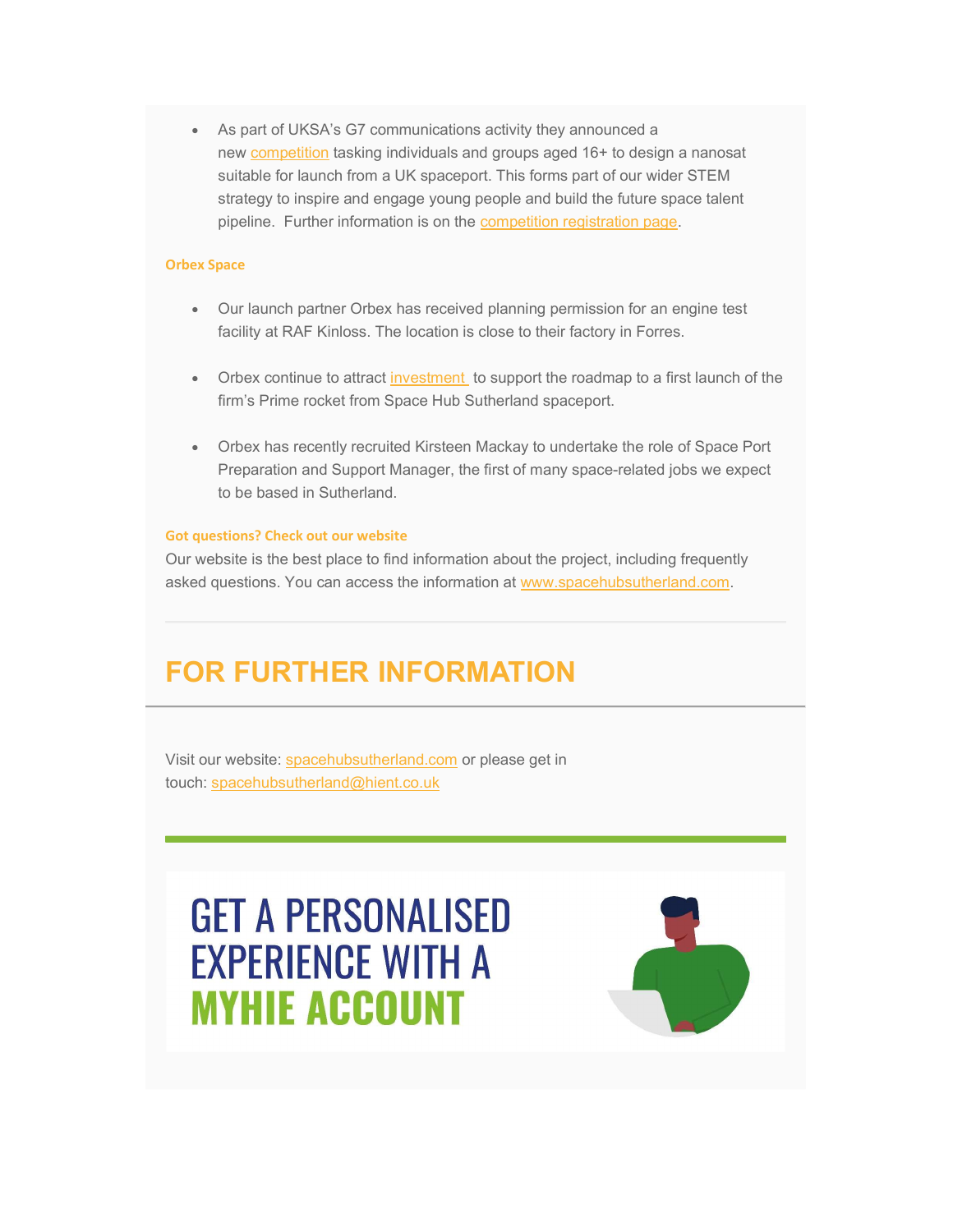- As part of UKSA's G7 communications activity they announced a new competition tasking individuals and groups aged 16+ to design a nanosat suitable for launch from a UK spaceport. This forms part of our wider STEM strategy to inspire and engage young people and build the future space talent pipeline. Further information is on the competition registration page.

**Orbex Space**

- Our launch partner Orbex has received planning permission for an engine test facility at RAF Kinloss. The location is close to their factory in Forres.

- Orbex continue to attract investment to support the roadmap to a first launch of the firm's Prime rocket from Space Hub Sutherland spaceport.

- Orbex has recently recruited Kirsteen Mackay to undertake the role of Space Port Preparation and Support Manager, the first of many space-related jobs we expect to be based in Sutherland.

**Got questions? Check out our website**

Our website is the best place to find information about the project, including frequently asked questions. You can access the information at www.spacehubsutherland.com.

## FOR FURTHER INFORMATION

Visit our website: spacehubsutherland.com or please get in touch: spacehubsutherland@hient.co.uk

GET A PERSONALISED EXPERIENCE WITH A **MYHIE ACCOUNT**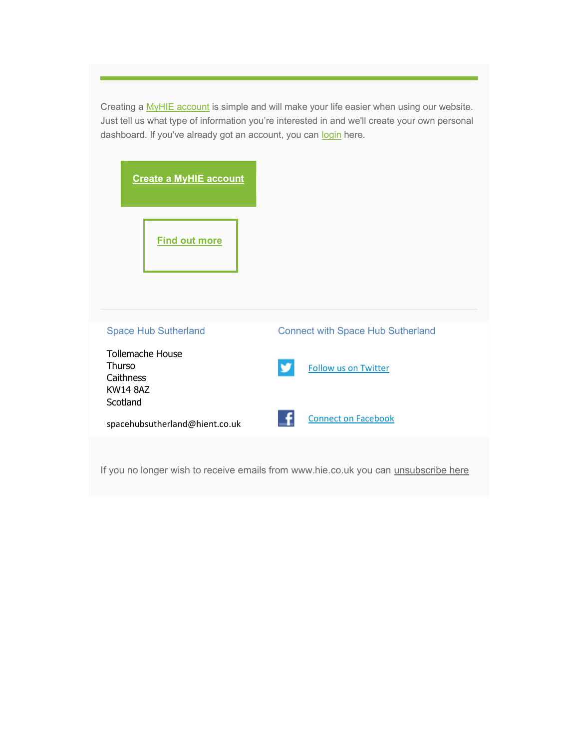Creating a MyHIE account is simple and will make your life easier when using our website. Just tell us what type of information you're interested in and we'll create your own personal dashboard. If you've already got an account, you can login here.

**Create a MyHIE account**

**Find out more**

---

Space Hub Sutherland

Tollemache House
Thurso
Caithness
KW14 8AZ
Scotland

spacehubsutherland@hient.co.uk

Connect with Space Hub Sutherland

Follow us on Twitter

Connect on Facebook

If you no longer wish to receive emails from www.hie.co.uk you can unsubscribe here